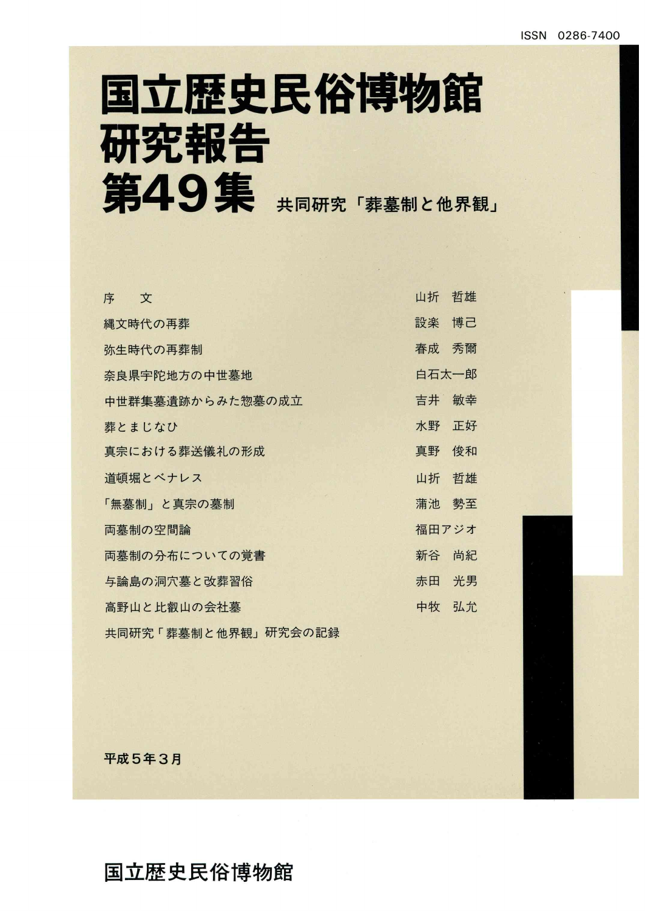ISSN 0286-7400

# 国立歴史民俗博物館研究報告

# 第49集

## 共同研究「葬墓制と他界観」

| | |
|---|---|
| 序　　文 | 山折　哲雄 |
| 縄文時代の再葬 | 設楽　博己 |
| 弥生時代の再葬制 | 春成　秀爾 |
| 奈良県宇陀地方の中世墓地 | 白石太一郎 |
| 中世群集墓遺跡からみた惣墓の成立 | 吉井　敏幸 |
| 葬とまじない | 水野　正好 |
| 真宗における葬送儀礼の形成 | 真野　俊和 |
| 道頓堀とベナレス | 山折　哲雄 |
| 「無墓制」と真宗の墓制 | 蒲池　勢至 |
| 両墓制の空間論 | 福田アジオ |
| 両墓制の分布についての覚書 | 新谷　尚紀 |
| 与論島の洞穴墓と改葬習俗 | 赤田　光男 |
| 高野山と比叡山の会社墓 | 中牧　弘允 |
| 共同研究「葬墓制と他界観」研究会の記録 | |

平成５年３月

国立歴史民俗博物館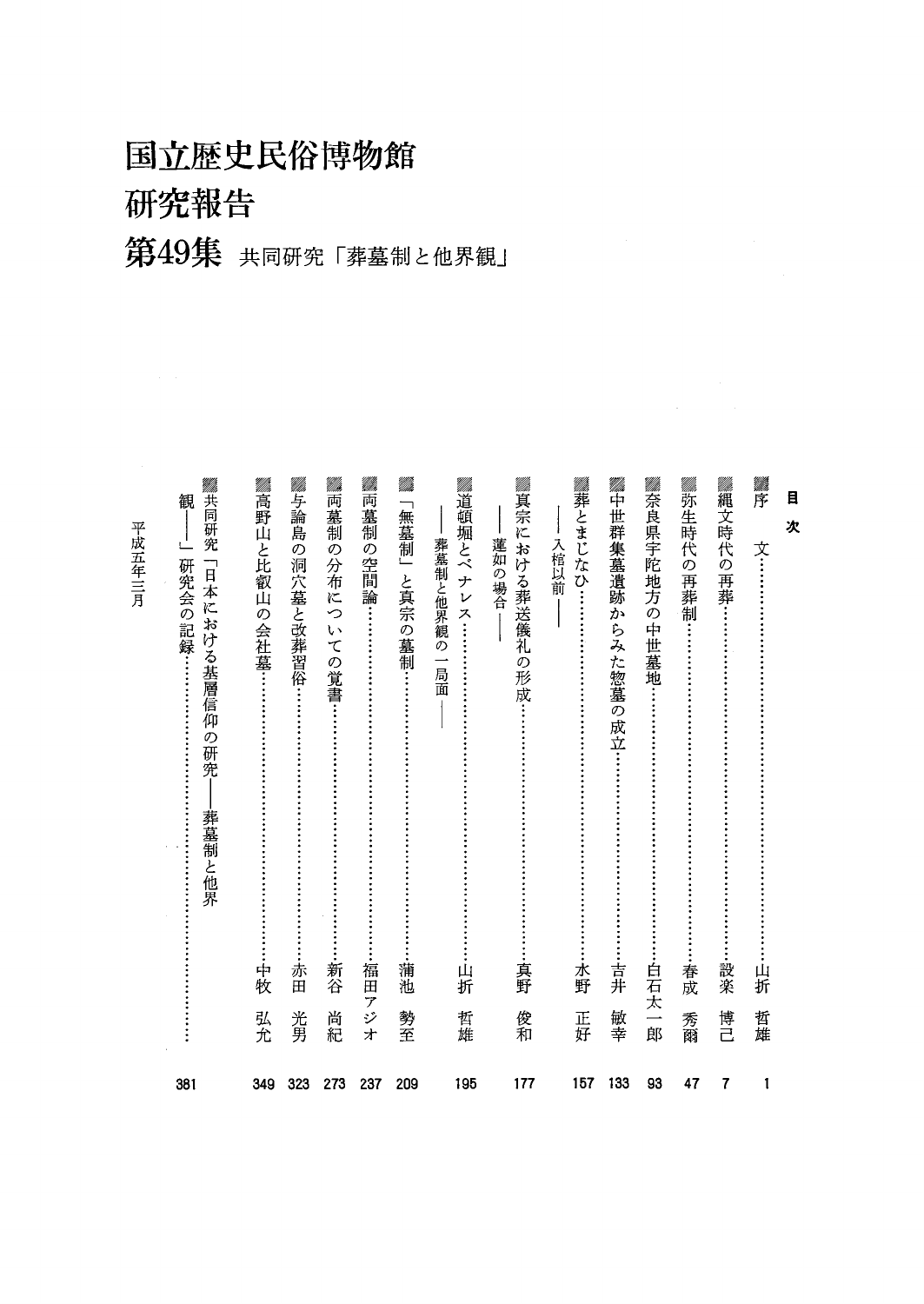# 国立歴史民俗博物館
# 研究報告
## 第49集 共同研究「葬墓制と他界観」

**目次**

| | | |
|---|---|---|
| 序文 | 山折哲雄 | 1 |
| 縄文時代の再葬 | 設楽博己 | 7 |
| 弥生時代の再葬制 | 春成秀爾 | 47 |
| 奈良県宇陀地方の中世墓地 | 白石太一郎 | 93 |
| 中世群集墓遺跡からみた惣墓の成立 | 吉井敏幸 | 133 |
| 葬とまじなひ――入棺以前―― | 水野正好 | 157 |
| 真宗における葬送儀礼の形成――蓮如の場合―― | 真野俊和 | 177 |
| 道頓堀とベナレス――葬墓制と他界観の一局面―― | 山折哲雄 | 195 |
| 「無墓制」と真宗の墓制 | 蒲池勢至 | 209 |
| 両墓制の空間論 | 福田アジオ | 237 |
| 両墓制の分布についての覚書 | 新谷尚紀 | 273 |
| 与論島の洞穴墓と改葬習俗 | 赤田光男 | 323 |
| 高野山と比叡山の会社墓 | 中牧弘允 | 349 |
| 共同研究「日本における基層信仰の研究――葬墓制と他界観――」研究会の記録 | | 381 |

平成五年三月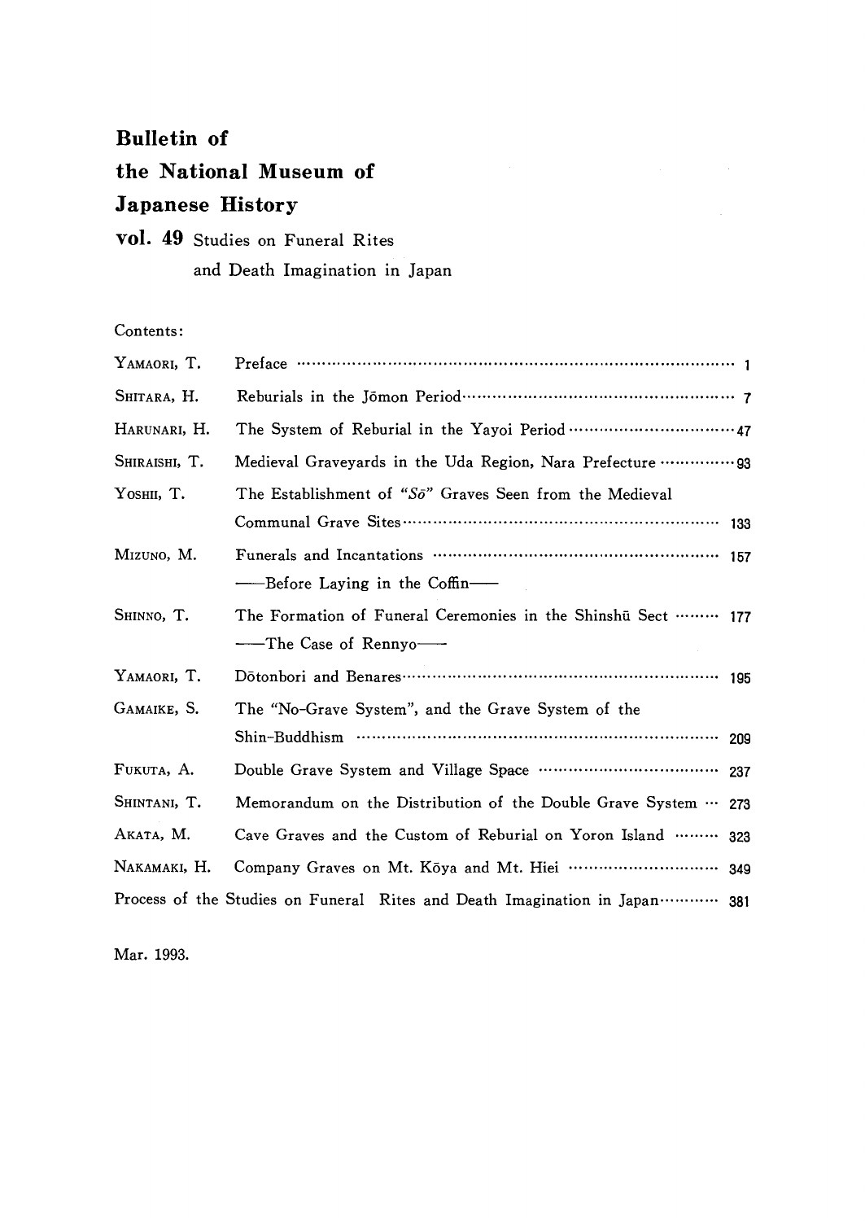# Bulletin of the National Museum of Japanese History

**vol. 49** Studies on Funeral Rites and Death Imagination in Japan

Contents:

| | | |
|---|---|---|
| YAMAORI, T. | Preface | 1 |
| SHITARA, H. | Reburials in the Jōmon Period | 7 |
| HARUNARI, H. | The System of Reburial in the Yayoi Period | 47 |
| SHIRAISHI, T. | Medieval Graveyards in the Uda Region, Nara Prefecture | 93 |
| YOSHII, T. | The Establishment of "*Sō*" Graves Seen from the Medieval Communal Grave Sites | 133 |
| MIZUNO, M. | Funerals and Incantations ——Before Laying in the Coffin—— | 157 |
| SHINNO, T. | The Formation of Funeral Ceremonies in the Shinshū Sect ——The Case of Rennyo—— | 177 |
| YAMAORI, T. | Dōtonbori and Benares | 195 |
| GAMAIKE, S. | The "No-Grave System", and the Grave System of the Shin-Buddhism | 209 |
| FUKUTA, A. | Double Grave System and Village Space | 237 |
| SHINTANI, T. | Memorandum on the Distribution of the Double Grave System | 273 |
| AKATA, M. | Cave Graves and the Custom of Reburial on Yoron Island | 323 |
| NAKAMAKI, H. | Company Graves on Mt. Kōya and Mt. Hiei | 349 |
| | Process of the Studies on Funeral Rites and Death Imagination in Japan | 381 |

Mar. 1993.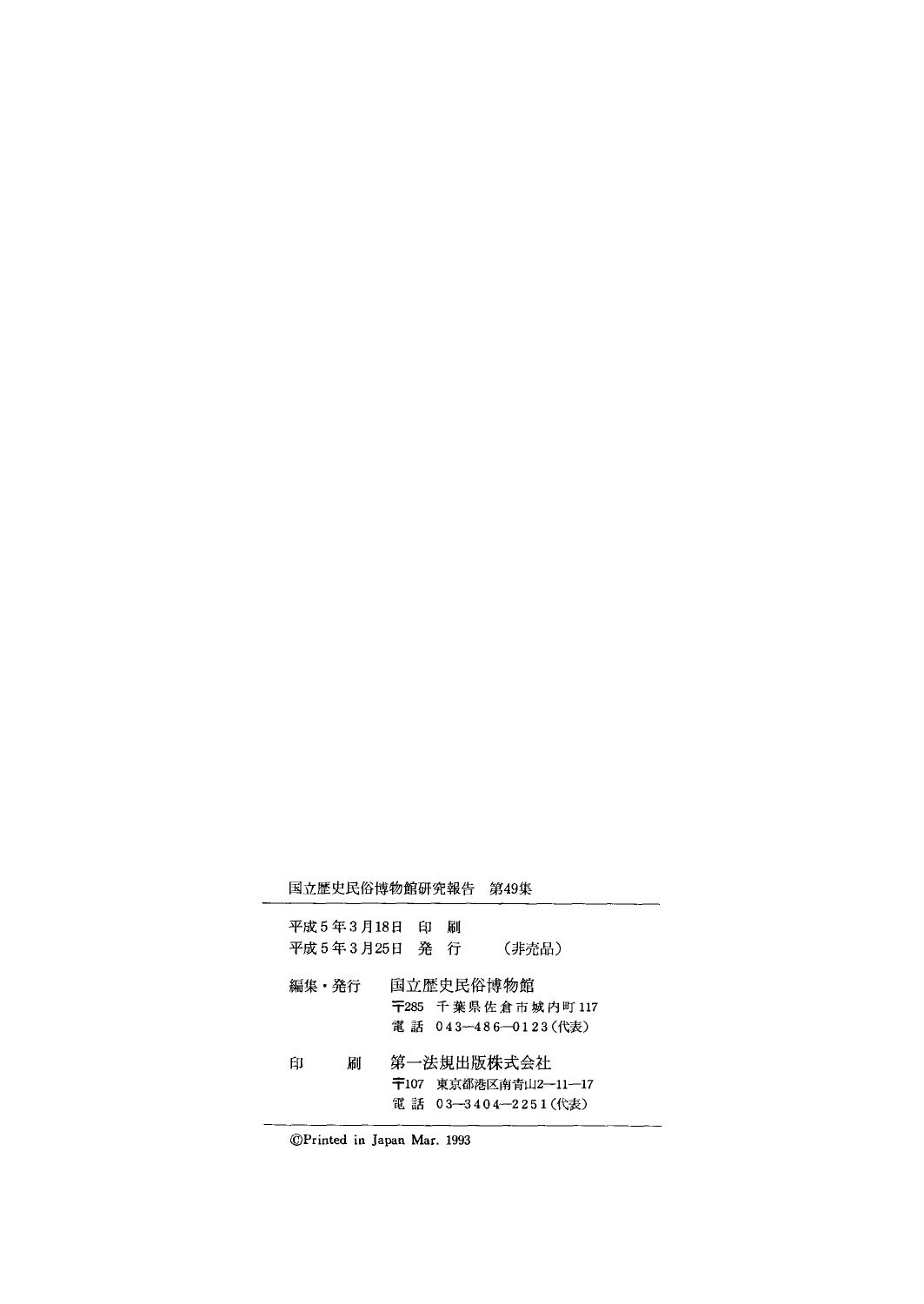国立歴史民俗博物館研究報告　第49集

---

平成５年３月18日　印　刷

平成５年３月25日　発　行　　（非売品）

編集・発行　国立歴史民俗博物館

〒285　千葉県佐倉市城内町117

電話　043―486―0123（代表）

印　　刷　第一法規出版株式会社

〒107　東京都港区南青山2―11―17

電話　03―3404―2251（代表）

---

©Printed in Japan Mar. 1993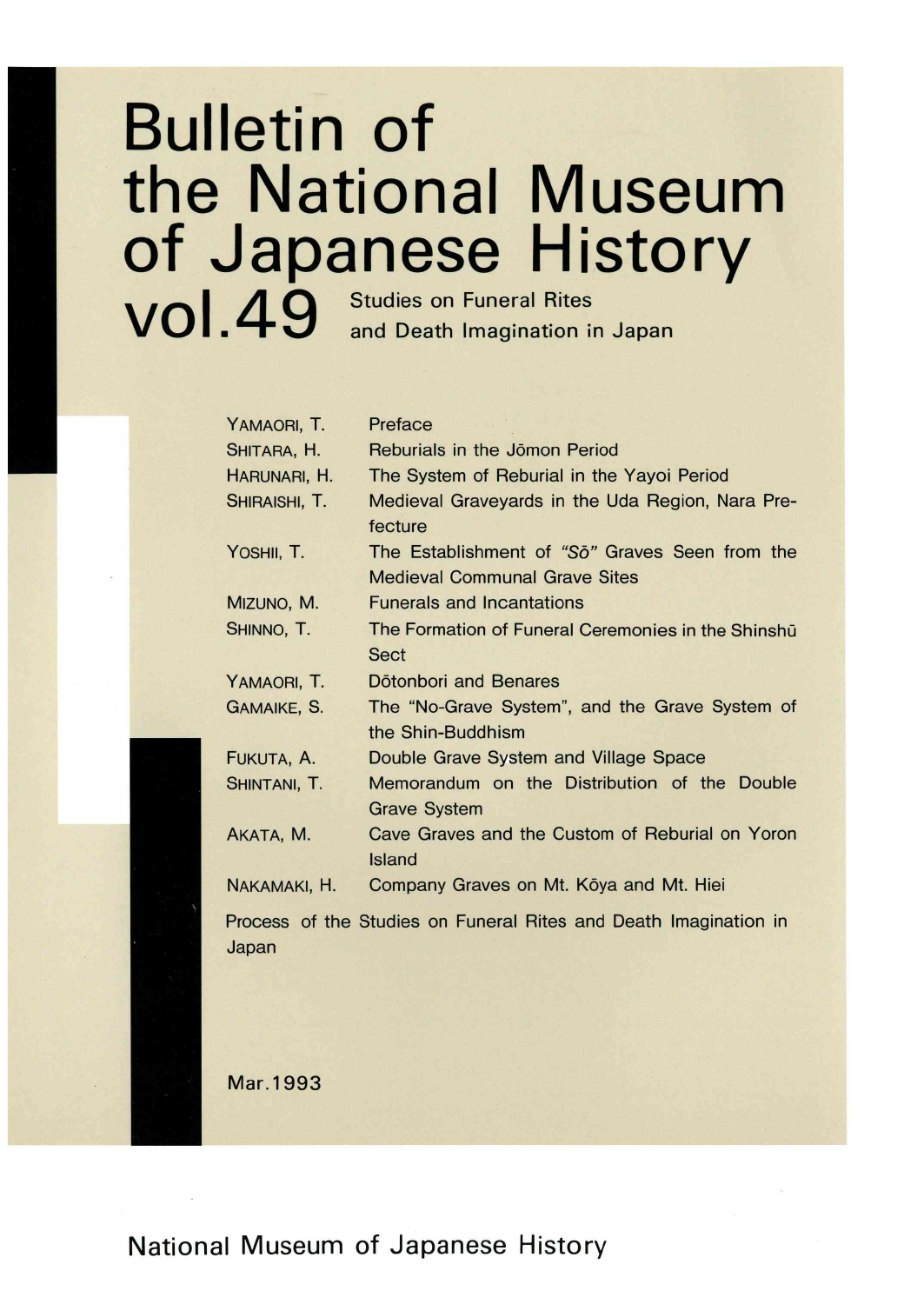# Bulletin of the National Museum of Japanese History vol.49

Studies on Funeral Rites and Death Imagination in Japan

| | |
|---|---|
| YAMAORI, T. | Preface |
| SHITARA, H. | Reburials in the Jōmon Period |
| HARUNARI, H. | The System of Reburial in the Yayoi Period |
| SHIRAISHI, T. | Medieval Graveyards in the Uda Region, Nara Prefecture |
| YOSHII, T. | The Establishment of *"Sō"* Graves Seen from the Medieval Communal Grave Sites |
| MIZUNO, M. | Funerals and Incantations |
| SHINNO, T. | The Formation of Funeral Ceremonies in the Shinshū Sect |
| YAMAORI, T. | Dōtonbori and Benares |
| GAMAIKE, S. | The "No-Grave System", and the Grave System of the Shin-Buddhism |
| FUKUTA, A. | Double Grave System and Village Space |
| SHINTANI, T. | Memorandum on the Distribution of the Double Grave System |
| AKATA, M. | Cave Graves and the Custom of Reburial on Yoron Island |
| NAKAMAKI, H. | Company Graves on Mt. Kōya and Mt. Hiei |

Process of the Studies on Funeral Rites and Death Imagination in Japan

Mar. 1993

National Museum of Japanese History